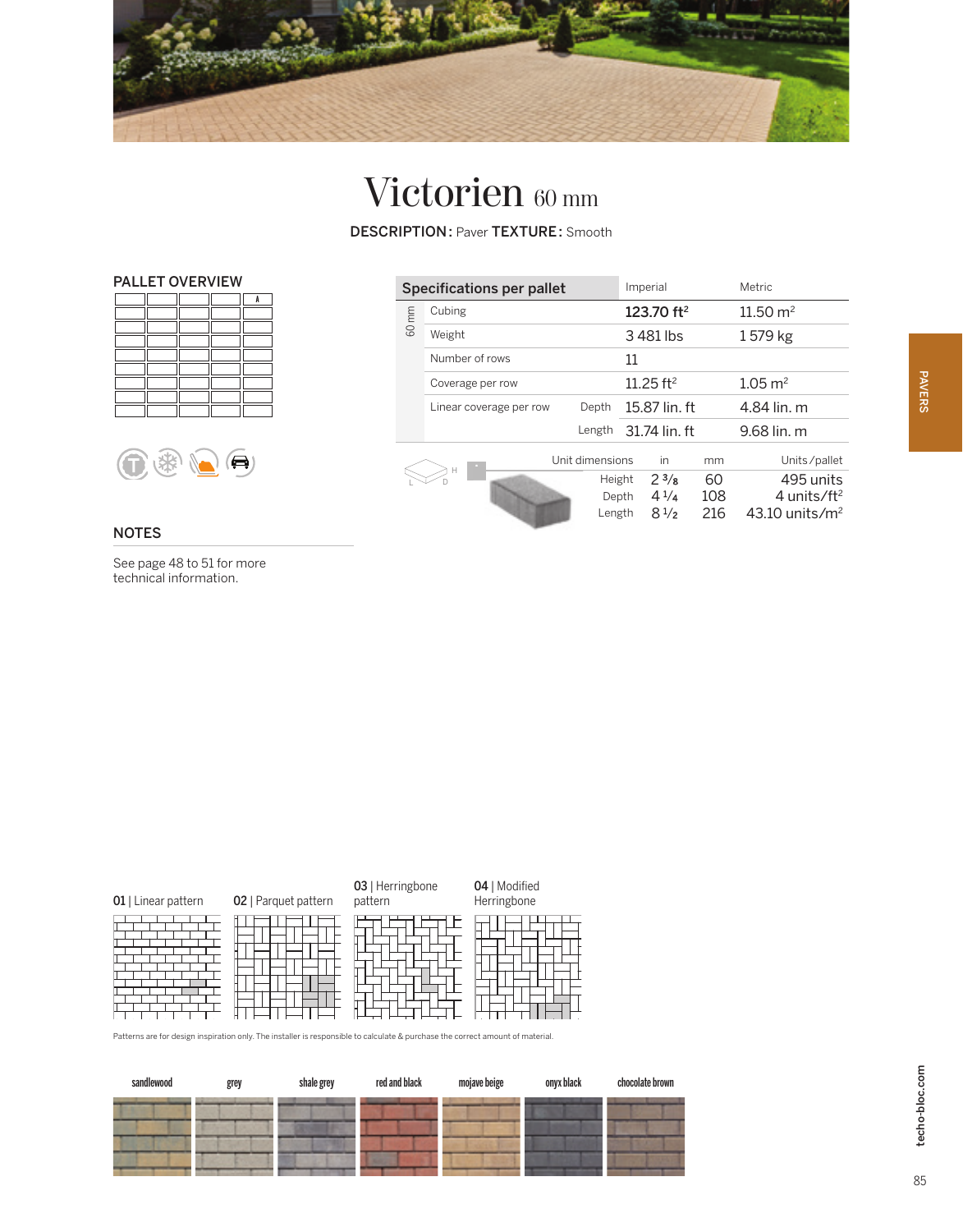# Victorien 60 mm

**DESCRIPTION:** Paver **TEXTURE:** Smooth

## PALLET OVERVIEW

| Specifications per pallet | | Imperial | Metric |
|---|---|---|---|
| 60 mm | Cubing | 123.70 ft$^2$ | 11.50 m$^2$ |
| | Weight | 3 481 lbs | 1 579 kg |
| | Number of rows | 11 | |
| | Coverage per row | 11.25 ft$^2$ | 1.05 m$^2$ |
| | Linear coverage per row — Depth | 15.87 lin. ft | 4.84 lin. m |
| | Length | 31.74 lin. ft | 9.68 lin. m |

| Unit dimensions | in | mm | Units / pallet |
|---|---|---|---|
| Height | 2 3/8 | 60 | 495 units |
| Depth | 4 1/4 | 108 | 4 units/ft$^2$ |
| Length | 8 1/2 | 216 | 43.10 units/m$^2$ |

## NOTES

See page 48 to 51 for more technical information.

**01** | Linear pattern

**02** | Parquet pattern

**03** | Herringbone pattern

**04** | Modified Herringbone

Patterns are for design inspiration only. The installer is responsible to calculate & purchase the correct amount of material.

sandlewood · grey · shale grey · red and black · mojave beige · onyx black · chocolate brown

PAVERS

techo-bloc.com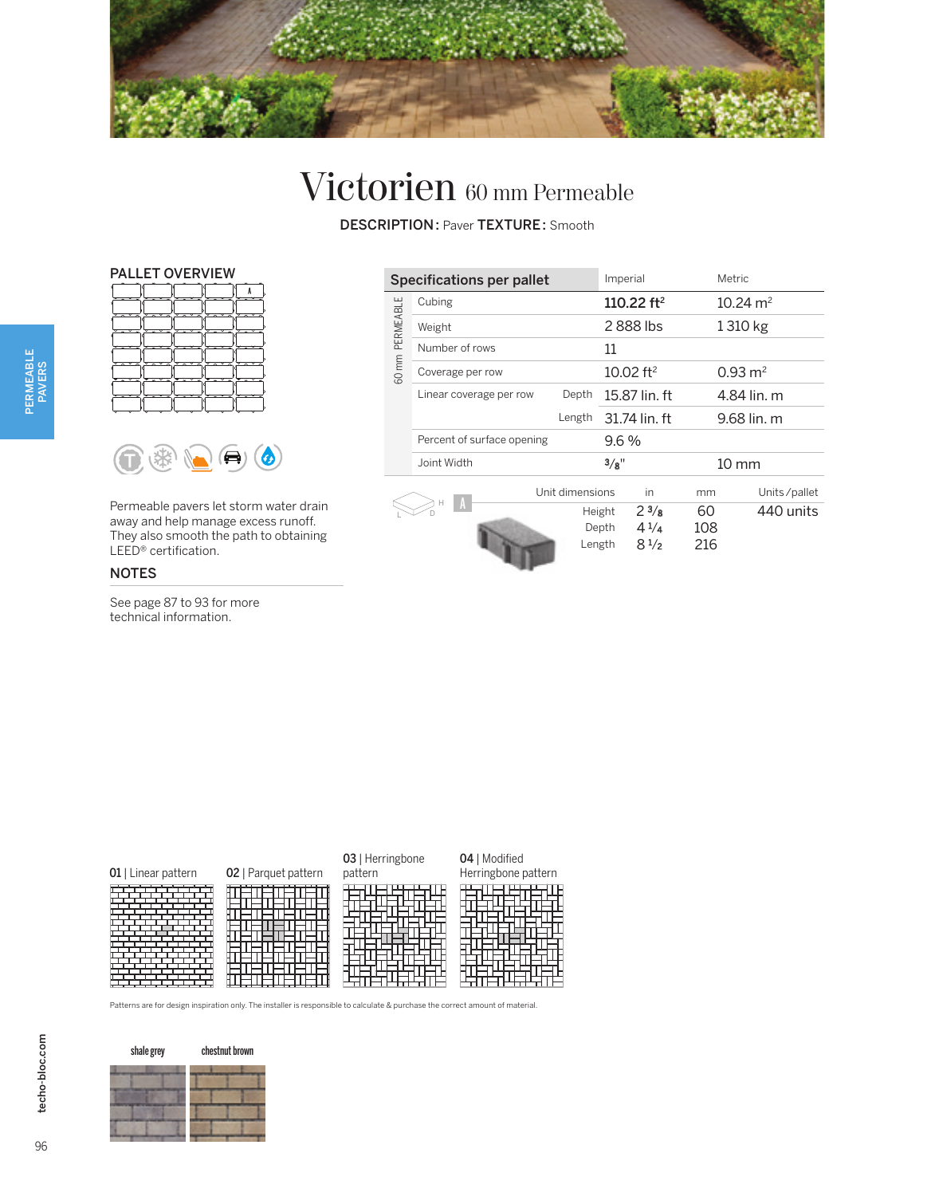# Victorien 60 mm Permeable

**DESCRIPTION:** Paver **TEXTURE:** Smooth

## PALLET OVERVIEW

| Specifications per pallet | | Imperial | Metric |
|---|---|---|---|
| Cubing | | 110.22 ft² | 10.24 m² |
| Weight | | 2 888 lbs | 1 310 kg |
| Number of rows | | 11 | |
| Coverage per row | | 10.02 ft² | 0.93 m² |
| Linear coverage per row | Depth | 15.87 lin. ft | 4.84 lin. m |
| | Length | 31.74 lin. ft | 9.68 lin. m |
| Percent of surface opening | | 9.6 % | |
| Joint Width | | 3/8" | 10 mm |

60 mm PERMEABLE

| A | Unit dimensions | in | mm | Units/pallet |
|---|---|---|---|---|
| | Height | 2 3/8 | 60 | 440 units |
| | Depth | 4 1/4 | 108 | |
| | Length | 8 1/2 | 216 | |

Permeable pavers let storm water drain away and help manage excess runoff. They also smooth the path to obtaining LEED® certification.

## NOTES

See page 87 to 93 for more technical information.

**01** | Linear pattern

**02** | Parquet pattern

**03** | Herringbone pattern

**04** | Modified Herringbone pattern

Patterns are for design inspiration only. The installer is responsible to calculate & purchase the correct amount of material.

shale grey

chestnut brown

PERMEABLE PAVERS

techo-bloc.com